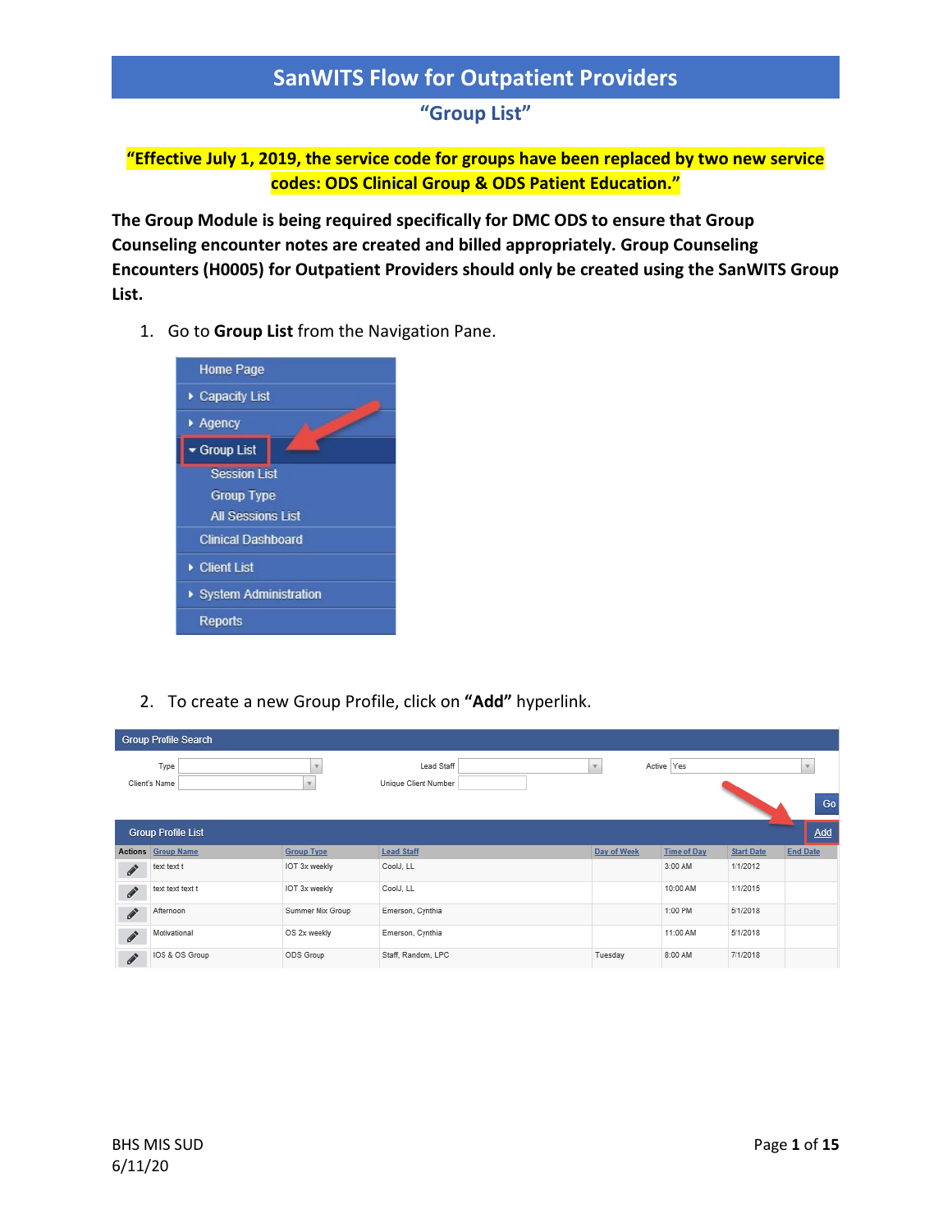# SanWITS Flow for Outpatient Providers

## "Group List"

**"Effective July 1, 2019, the service code for groups have been replaced by two new service codes: ODS Clinical Group & ODS Patient Education."**

**The Group Module is being required specifically for DMC ODS to ensure that Group Counseling encounter notes are created and billed appropriately. Group Counseling Encounters (H0005) for Outpatient Providers should only be created using the SanWITS Group List.**

1. Go to **Group List** from the Navigation Pane.

2. To create a new Group Profile, click on **"Add"** hyperlink.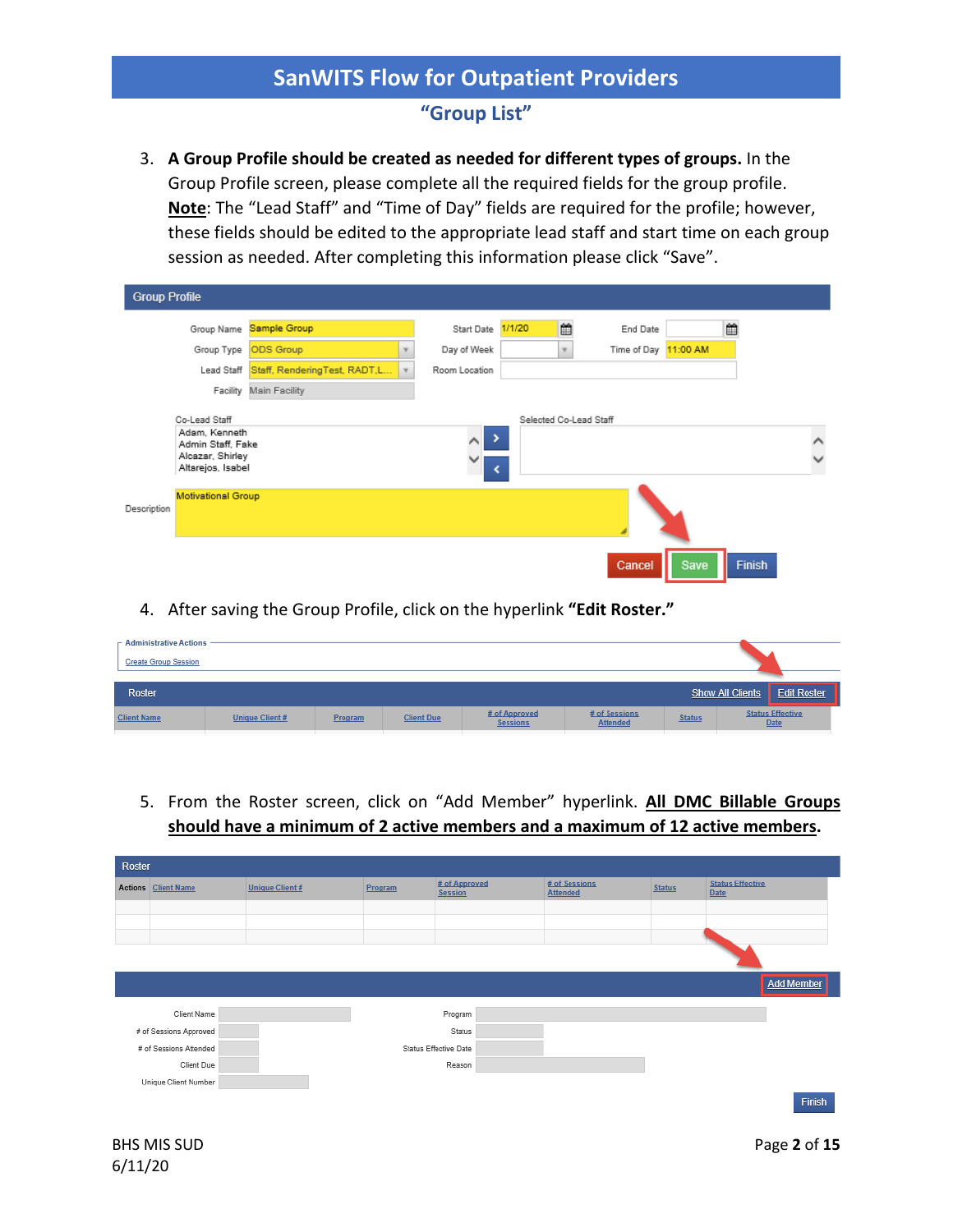3. **A Group Profile should be created as needed for different types of groups.** In the Group Profile screen, please complete all the required fields for the group profile. **Note**: The "Lead Staff" and "Time of Day" fields are required for the profile; however, these fields should be edited to the appropriate lead staff and start time on each group session as needed. After completing this information please click "Save".

4. After saving the Group Profile, click on the hyperlink **"Edit Roster."**

5. From the Roster screen, click on "Add Member" hyperlink. **All DMC Billable Groups should have a minimum of 2 active members and a maximum of 12 active members.**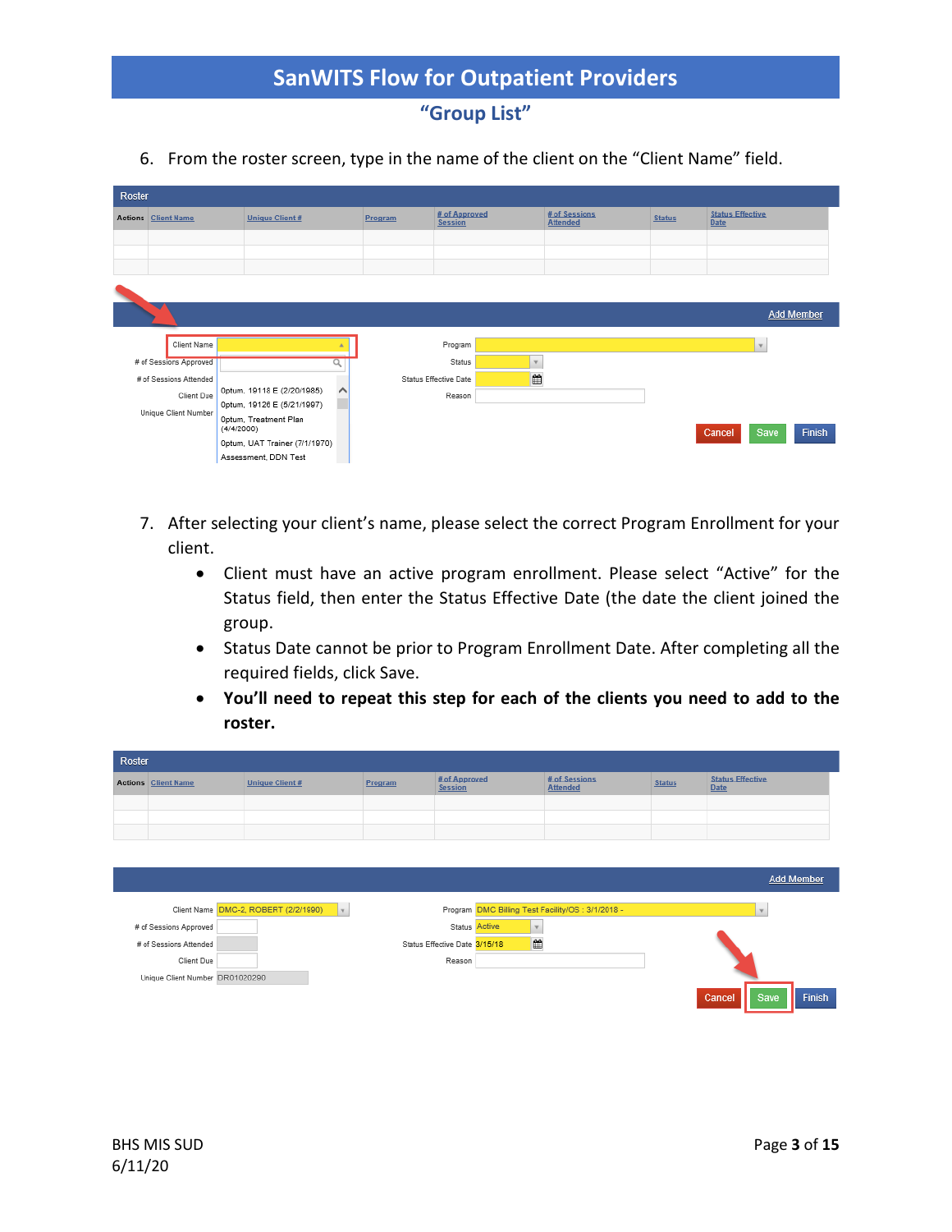# SanWITS Flow for Outpatient Providers

## "Group List"

6. From the roster screen, type in the name of the client on the "Client Name" field.

Roster

| Actions | Client Name | Unique Client # | Program | # of Approved Session | # of Sessions Attended | Status | Status Effective Date |
|---|---|---|---|---|---|---|---|
| | | | | | | | |
| | | | | | | | |
| | | | | | | | |

Add Member

Client Name
# of Sessions Approved
# of Sessions Attended
Client Due
Unique Client Number

Optum, 19118 E (2/20/1985)
Optum, 19126 E (5/21/1997)
Optum, Treatment Plan (4/4/2000)
Optum, UAT Trainer (7/1/1970)
Assessment, DDN Test

Program
Status
Status Effective Date
Reason

Cancel | Save | Finish

7. After selecting your client's name, please select the correct Program Enrollment for your client.
   - Client must have an active program enrollment. Please select "Active" for the Status field, then enter the Status Effective Date (the date the client joined the group.
   - Status Date cannot be prior to Program Enrollment Date. After completing all the required fields, click Save.
   - **You'll need to repeat this step for each of the clients you need to add to the roster.**

Roster

| Actions | Client Name | Unique Client # | Program | # of Approved Session | # of Sessions Attended | Status | Status Effective Date |
|---|---|---|---|---|---|---|---|
| | | | | | | | |
| | | | | | | | |
| | | | | | | | |

Add Member

Client Name: DMC-2, ROBERT (2/2/1990)
# of Sessions Approved
# of Sessions Attended
Client Due
Unique Client Number: DR01020290

Program: DMC Billing Test Facility/OS : 3/1/2018 -
Status: Active
Status Effective Date: 3/15/18
Reason

Cancel | Save | Finish

BHS MIS SUD
6/11/20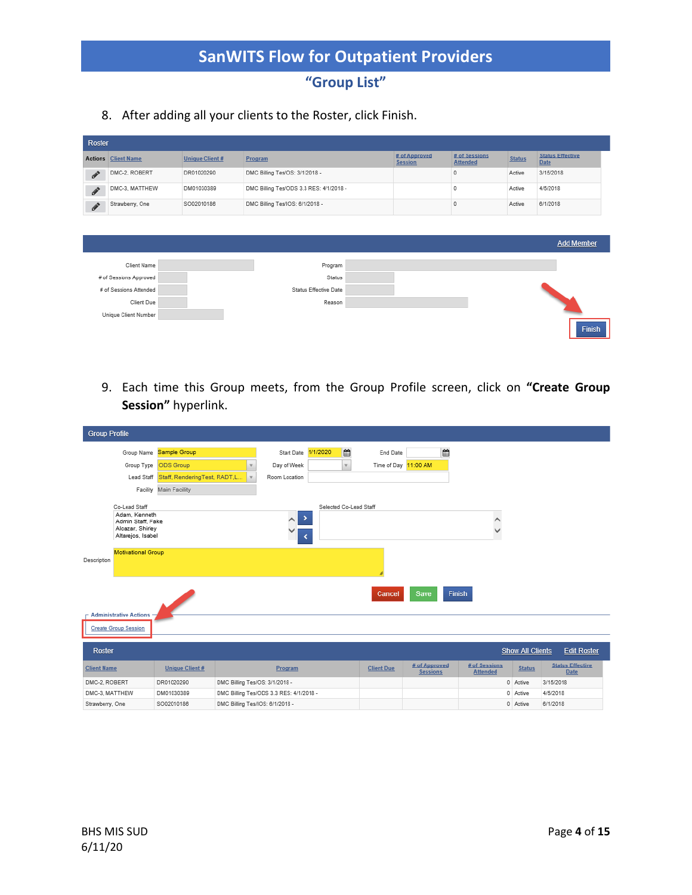# SanWITS Flow for Outpatient Providers

## "Group List"

8. After adding all your clients to the Roster, click Finish.

**Roster**

| Actions | Client Name | Unique Client # | Program | # of Approved Session | # of Sessions Attended | Status | Status Effective Date |
|---|---|---|---|---|---|---|---|
| | DMC-2, ROBERT | DR01020290 | DMC Billing Tes/OS: 3/1/2018 - | | 0 | Active | 3/15/2018 |
| | DMC-3, MATTHEW | DM01030389 | DMC Billing Tes/ODS 3.3 RES: 4/1/2018 - | | 0 | Active | 4/5/2018 |
| | Strawberry, One | SO02010186 | DMC Billing Tes/IOS: 6/1/2018 - | | 0 | Active | 6/1/2018 |

Add Member

Client Name | Program
# of Sessions Approved | Status
# of Sessions Attended | Status Effective Date
Client Due | Reason
Unique Client Number

Finish

9. Each time this Group meets, from the Group Profile screen, click on **"Create Group Session"** hyperlink.

**Group Profile**

Group Name: Sample Group | Start Date: 1/1/2020 | End Date:
Group Type: ODS Group | Day of Week: | Time of Day: 11:00 AM
Lead Staff: Staff, RenderingTest, RADT,L... | Room Location:
Facility: Main Facility

Co-Lead Staff: Adam, Kenneth; Admin Staff, Fake; Alcazar, Shirley; Altarejos, Isabel
Selected Co-Lead Staff:

Description: Motivational Group

Cancel | Save | Finish

Administrative Actions
Create Group Session

**Roster** — Show All Clients | Edit Roster

| Client Name | Unique Client # | Program | Client Due | # of Approved Sessions | # of Sessions Attended | Status | Status Effective Date |
|---|---|---|---|---|---|---|---|
| DMC-2, ROBERT | DR01020290 | DMC Billing Tes/OS: 3/1/2018 - | | | 0 | Active | 3/15/2018 |
| DMC-3, MATTHEW | DM01030389 | DMC Billing Tes/ODS 3.3 RES: 4/1/2018 - | | | 0 | Active | 4/5/2018 |
| Strawberry, One | SO02010186 | DMC Billing Tes/IOS: 6/1/2018 - | | | 0 | Active | 6/1/2018 |

BHS MIS SUD
6/11/20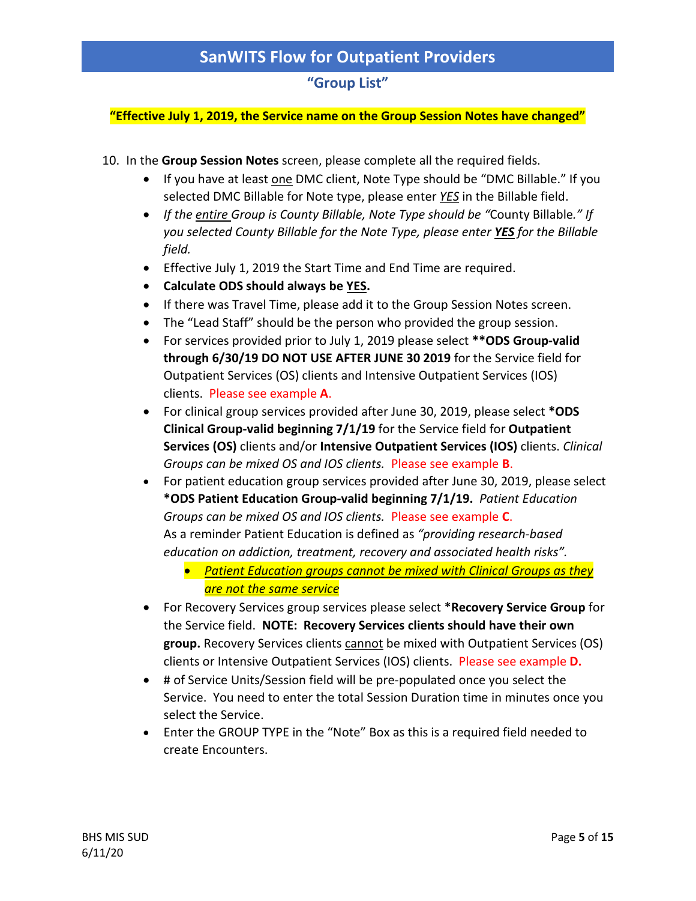# SanWITS Flow for Outpatient Providers

## "Group List"

**"Effective July 1, 2019, the Service name on the Group Session Notes have changed"**

10. In the **Group Session Notes** screen, please complete all the required fields.
    - If you have at least one DMC client, Note Type should be "DMC Billable." If you selected DMC Billable for Note type, please enter *YES* in the Billable field.
    - *If the entire Group is County Billable, Note Type should be "*County Billable.*" If you selected County Billable for the Note Type, please enter **YES** for the Billable field.*
    - Effective July 1, 2019 the Start Time and End Time are required.
    - **Calculate ODS should always be YES.**
    - If there was Travel Time, please add it to the Group Session Notes screen.
    - The "Lead Staff" should be the person who provided the group session.
    - For services provided prior to July 1, 2019 please select **\*\*ODS Group-valid through 6/30/19 DO NOT USE AFTER JUNE 30 2019** for the Service field for Outpatient Services (OS) clients and Intensive Outpatient Services (IOS) clients. Please see example **A**.
    - For clinical group services provided after June 30, 2019, please select **\*ODS Clinical Group-valid beginning 7/1/19** for the Service field for **Outpatient Services (OS)** clients and/or **Intensive Outpatient Services (IOS)** clients. *Clinical Groups can be mixed OS and IOS clients.* Please see example **B**.
    - For patient education group services provided after June 30, 2019, please select **\*ODS Patient Education Group-valid beginning 7/1/19.** *Patient Education Groups can be mixed OS and IOS clients.* Please see example **C**.
      As a reminder Patient Education is defined as *"providing research-based education on addiction, treatment, recovery and associated health risks"*.
        - *Patient Education groups cannot be mixed with Clinical Groups as they are not the same service*
    - For Recovery Services group services please select **\*Recovery Service Group** for the Service field. **NOTE: Recovery Services clients should have their own group.** Recovery Services clients cannot be mixed with Outpatient Services (OS) clients or Intensive Outpatient Services (IOS) clients. Please see example **D.**
    - # of Service Units/Session field will be pre-populated once you select the Service. You need to enter the total Session Duration time in minutes once you select the Service.
    - Enter the GROUP TYPE in the "Note" Box as this is a required field needed to create Encounters.

BHS MIS SUD
6/11/20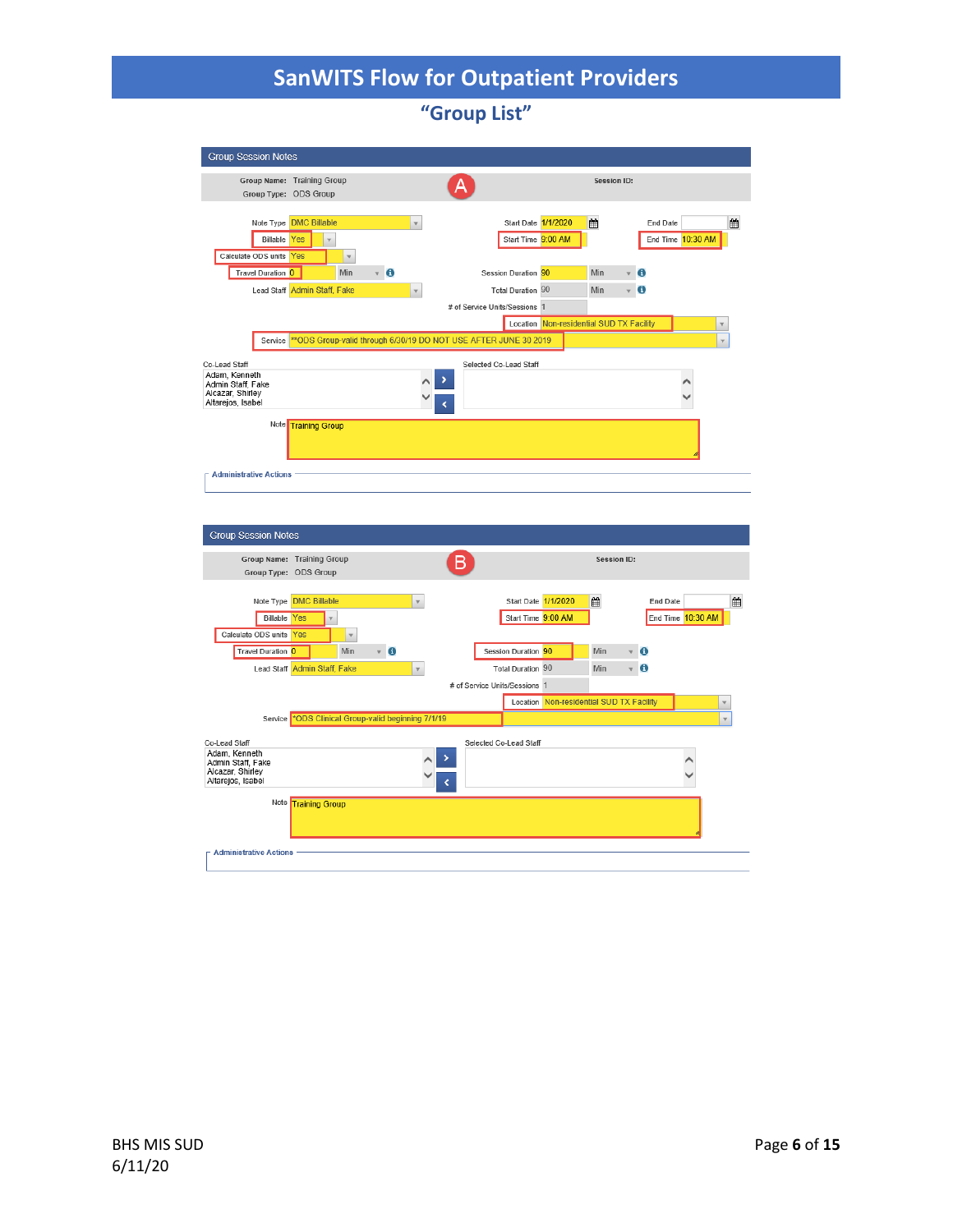# SanWITS Flow for Outpatient Providers

## "Group List"

### Group Session Notes

**A**

Group Name: Training Group
Group Type: ODS Group
Session ID:

- Note Type: DMC Billable
- Billable: Yes
- Calculate ODS units: Yes
- Travel Duration: 0 Min
- Lead Staff: Admin Staff, Fake
- Start Date: 1/1/2020
- Start Time: 9:00 AM
- End Date:
- End Time: 10:30 AM
- Session Duration: 90 Min
- Total Duration: 90 Min
- # of Service Units/Sessions: 1
- Location: Non-residential SUD TX Facility
- Service: **ODS Group-valid through 6/30/19 DO NOT USE AFTER JUNE 30 2019

Co-Lead Staff: Adam, Kenneth; Admin Staff, Fake; Alcazar, Shirley; Altarejos, Isabel

Selected Co-Lead Staff:

Note: Training Group

Administrative Actions

### Group Session Notes

**B**

Group Name: Training Group
Group Type: ODS Group
Session ID:

- Note Type: DMC Billable
- Billable: Yes
- Calculate ODS units: Yes
- Travel Duration: 0 Min
- Lead Staff: Admin Staff, Fake
- Start Date: 1/1/2020
- Start Time: 9:00 AM
- End Date:
- End Time: 10:30 AM
- Session Duration: 90 Min
- Total Duration: 90 Min
- # of Service Units/Sessions: 1
- Location: Non-residential SUD TX Facility
- Service: *ODS Clinical Group-valid beginning 7/1/19

Co-Lead Staff: Adam, Kenneth; Admin Staff, Fake; Alcazar, Shirley; Altarejos, Isabel

Selected Co-Lead Staff:

Note: Training Group

Administrative Actions

BHS MIS SUD
6/11/20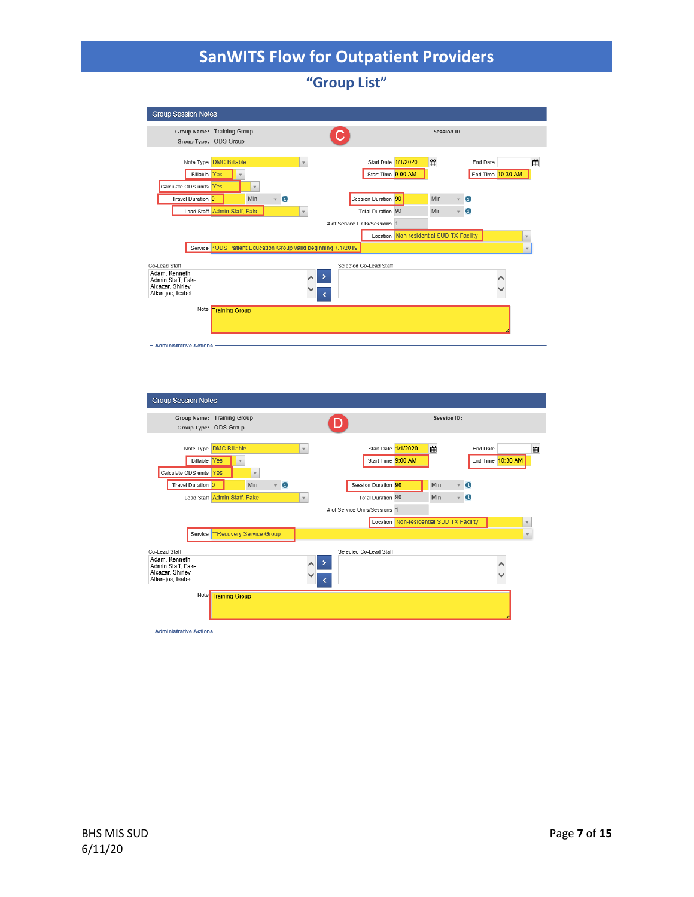# SanWITS Flow for Outpatient Providers

## "Group List"

### Group Session Notes

**Group Name:** Training Group **Session ID:**

**Group Type:** ODS Group

C

| Field | Value | Field | Value | Field | Value |
|---|---|---|---|---|---|
| Note Type | DMC Billable | Start Date | 1/1/2020 | End Date | |
| Billable | Yes | Start Time | 9:00 AM | End Time | 10:30 AM |
| Calculate ODS units | Yes | | | | |
| Travel Duration | 0 Min | Session Duration | 90 Min | | |
| Lead Staff | Admin Staff, Fake | Total Duration | 90 Min | | |
| | | # of Service Units/Sessions | 1 | | |
| | | Location | Non-residential SUD TX Facility | | |
| Service | *ODS Patient Education Group valid beginning 7/1/2019 | | | | |

Co-Lead Staff: Adam, Kenneth; Admin Staff, Fake; Alcazar, Shirley; Altarejos, Isabel

Selected Co-Lead Staff:

Note: Training Group

Administrative Actions

### Group Session Notes

**Group Name:** Training Group **Session ID:**

**Group Type:** ODS Group

D

| Field | Value | Field | Value | Field | Value |
|---|---|---|---|---|---|
| Note Type | DMC Billable | Start Date | 1/1/2020 | End Date | |
| Billable | Yes | Start Time | 9:00 AM | End Time | 10:30 AM |
| Calculate ODS units | Yes | | | | |
| Travel Duration | 0 Min | Session Duration | 90 Min | | |
| Lead Staff | Admin Staff, Fake | Total Duration | 90 Min | | |
| | | # of Service Units/Sessions | 1 | | |
| | | Location | Non-residential SUD TX Facility | | |
| Service | **Recovery Service Group | | | | |

Co-Lead Staff: Adam, Kenneth; Admin Staff, Fake; Alcazar, Shirley; Altarejos, Isabel

Selected Co-Lead Staff:

Note: Training Group

Administrative Actions

BHS MIS SUD
6/11/20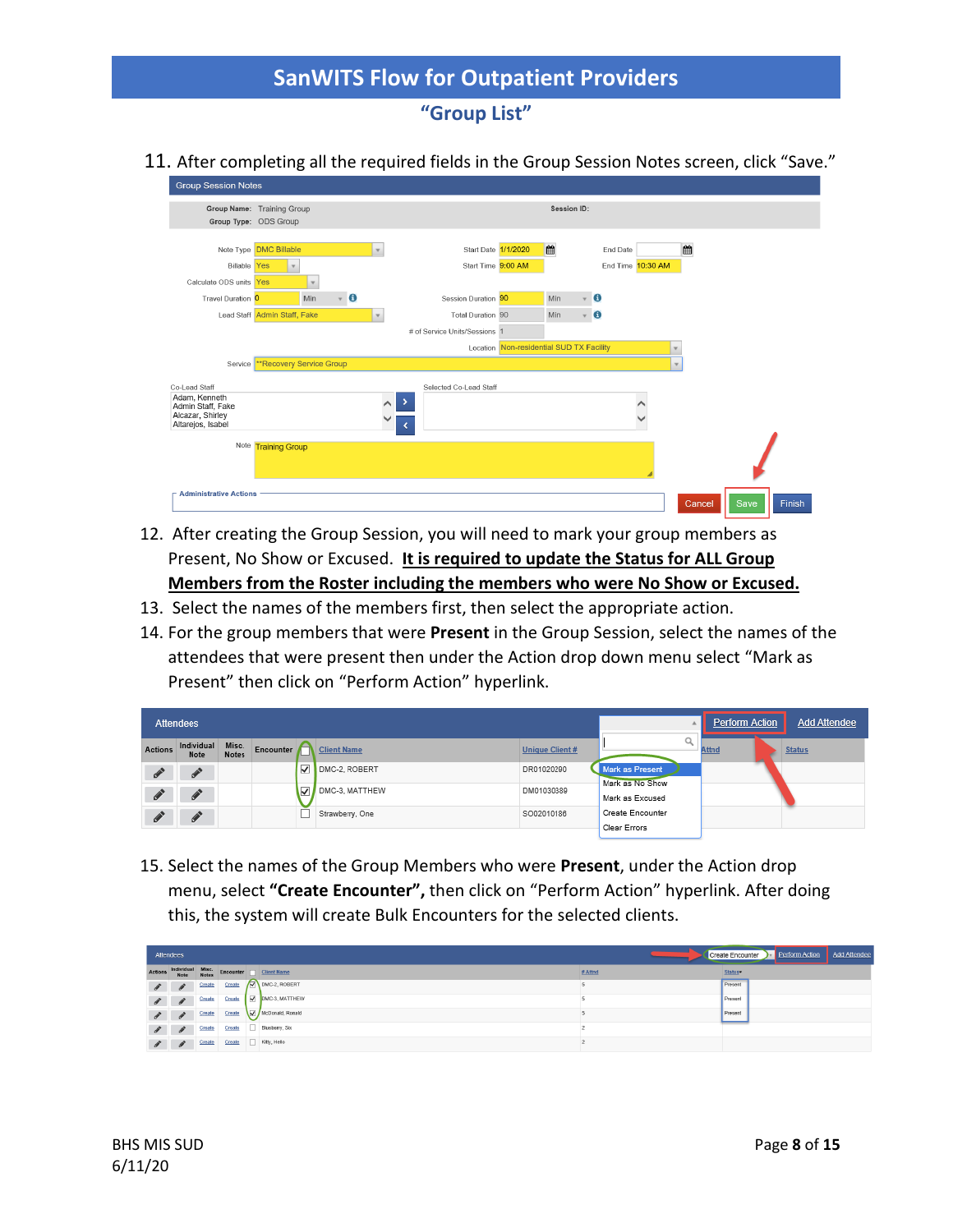# SanWITS Flow for Outpatient Providers

## "Group List"

11. After completing all the required fields in the Group Session Notes screen, click "Save."

12. After creating the Group Session, you will need to mark your group members as Present, No Show or Excused. **It is required to update the Status for ALL Group Members from the Roster including the members who were No Show or Excused.**
13. Select the names of the members first, then select the appropriate action.
14. For the group members that were **Present** in the Group Session, select the names of the attendees that were present then under the Action drop down menu select "Mark as Present" then click on "Perform Action" hyperlink.

15. Select the names of the Group Members who were **Present**, under the Action drop menu, select **"Create Encounter",** then click on "Perform Action" hyperlink. After doing this, the system will create Bulk Encounters for the selected clients.

BHS MIS SUD
6/11/20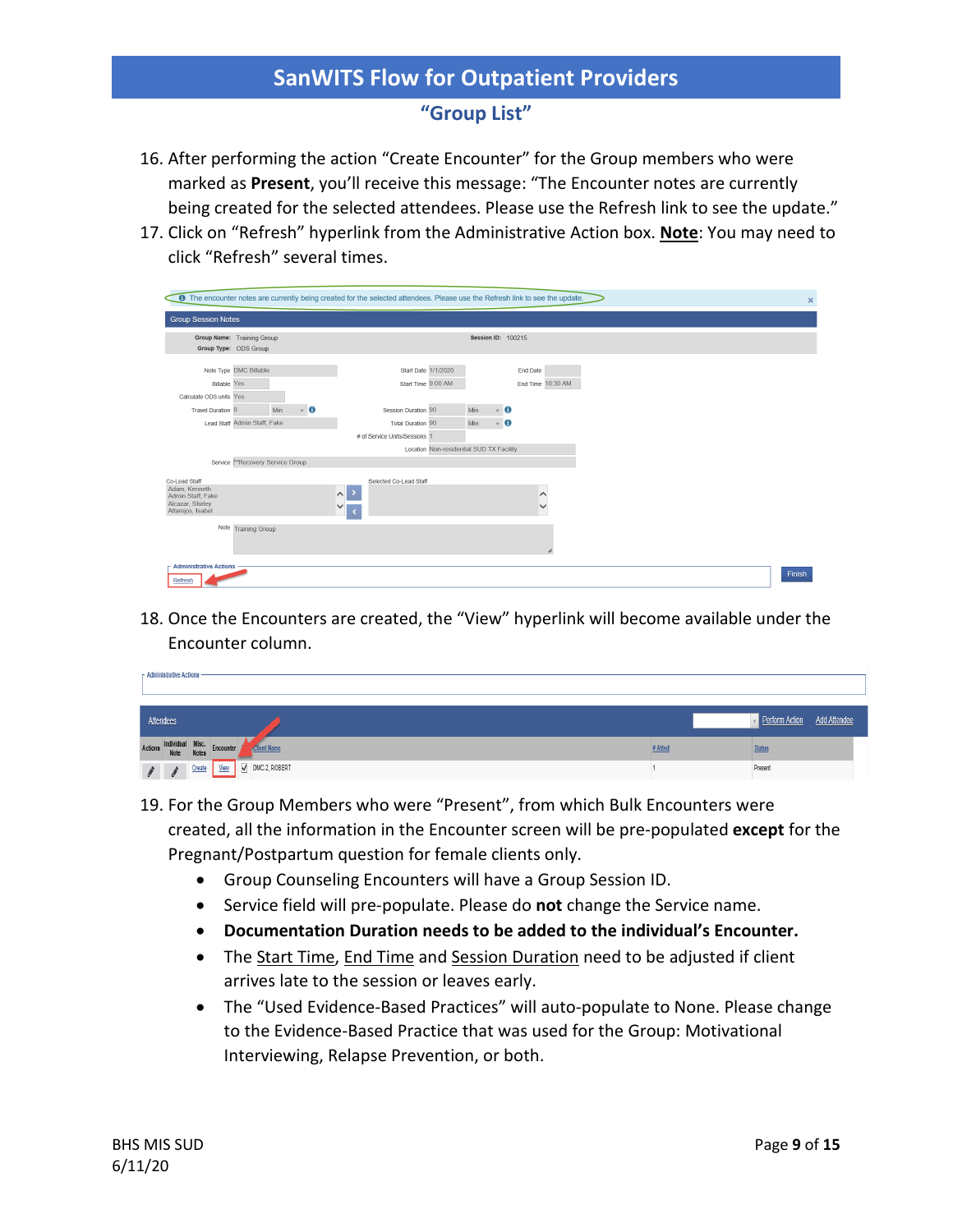## “Group List”

16. After performing the action “Create Encounter” for the Group members who were marked as **Present**, you’ll receive this message: “The Encounter notes are currently being created for the selected attendees. Please use the Refresh link to see the update.”
17. Click on “Refresh” hyperlink from the Administrative Action box. **Note**: You may need to click “Refresh” several times.
18. Once the Encounters are created, the “View” hyperlink will become available under the Encounter column.
19. For the Group Members who were “Present”, from which Bulk Encounters were created, all the information in the Encounter screen will be pre-populated **except** for the Pregnant/Postpartum question for female clients only.
    - Group Counseling Encounters will have a Group Session ID.
    - Service field will pre-populate. Please do **not** change the Service name.
    - **Documentation Duration needs to be added to the individual’s Encounter.**
    - The Start Time, End Time and Session Duration need to be adjusted if client arrives late to the session or leaves early.
    - The “Used Evidence-Based Practices” will auto-populate to None. Please change to the Evidence-Based Practice that was used for the Group: Motivational Interviewing, Relapse Prevention, or both.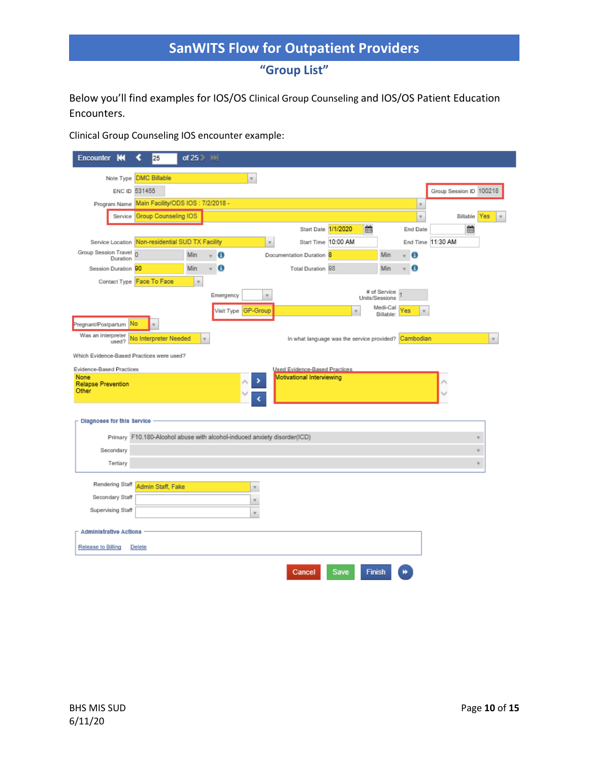# SanWITS Flow for Outpatient Providers

## "Group List"

Below you'll find examples for IOS/OS Clinical Group Counseling and IOS/OS Patient Education Encounters.

Clinical Group Counseling IOS encounter example:

**Encounter** | 25 of 25

| Field | Value |
|---|---|
| Note Type | DMC Billable |
| ENC ID | 531455 |
| Group Session ID | 100218 |
| Program Name | Main Facility/ODS IOS : 7/2/2018 - |
| Service | Group Counseling IOS |
| Billable | Yes |
| Start Date | 1/1/2020 |
| End Date | |
| Service Location | Non-residential SUD TX Facility |
| Start Time | 10:00 AM |
| End Time | 11:30 AM |
| Group Session Travel Duration | 0 Min |
| Documentation Duration | 8 Min |
| Session Duration | 90 Min |
| Total Duration | 98 Min |
| Contact Type | Face To Face |
| Emergency | |
| # of Service Units/Sessions | 1 |
| Visit Type | GP-Group |
| Medi-Cal Billable: | Yes |
| Pregnant/Postpartum | No |
| Was an interpreter used? | No Interpreter Needed |
| In what language was the service provided? | Cambodian |

Which Evidence-Based Practices were used?

| Evidence-Based Practices | Used Evidence-Based Practices |
|---|---|
| None<br>Relapse Prevention<br>Other | Motivational Interviewing |

**Diagnoses for this Service**

| | |
|---|---|
| Primary | F10.180-Alcohol abuse with alcohol-induced anxiety disorder(ICD) |
| Secondary | |
| Tertiary | |

| | |
|---|---|
| Rendering Staff | Admin Staff, Fake |
| Secondary Staff | |
| Supervising Staff | |

**Administrative Actions**

Release to Billing | Delete

Cancel | Save | Finish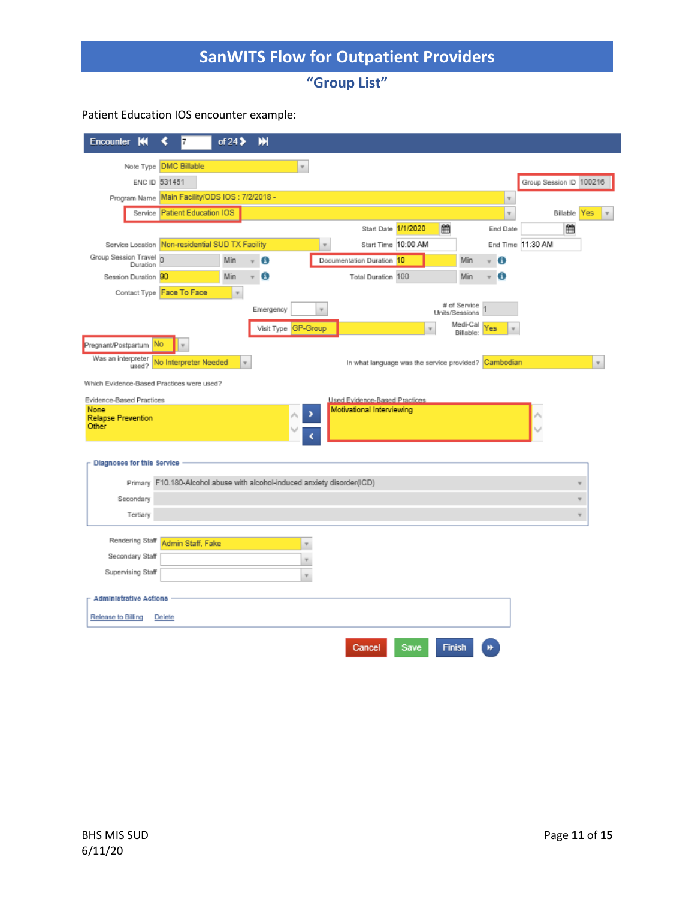# SanWITS Flow for Outpatient Providers

## "Group List"

Patient Education IOS encounter example:

**Encounter** | 7 of 24

| Field | Value |
|---|---|
| Note Type | DMC Billable |
| ENC ID | 531451 |
| Group Session ID | 100216 |
| Program Name | Main Facility/ODS IOS : 7/2/2018 - |
| Service | Patient Education IOS |
| Billable | Yes |
| Start Date | 1/1/2020 |
| End Date | |
| Service Location | Non-residential SUD TX Facility |
| Start Time | 10:00 AM |
| End Time | 11:30 AM |
| Group Session Travel Duration | 0 Min |
| Documentation Duration | 10 Min |
| Session Duration | 90 Min |
| Total Duration | 100 Min |
| Contact Type | Face To Face |
| Emergency | |
| # of Service Units/Sessions | 1 |
| Visit Type | GP-Group |
| Medi-Cal Billable: | Yes |
| Pregnant/Postpartum | No |
| Was an interpreter used? | No Interpreter Needed |
| In what language was the service provided? | Cambodian |

Which Evidence-Based Practices were used?

| Evidence-Based Practices | Used Evidence-Based Practices |
|---|---|
| None<br>Relapse Prevention<br>Other | Motivational Interviewing |

**Diagnoses for this Service**

| | |
|---|---|
| Primary | F10.180-Alcohol abuse with alcohol-induced anxiety disorder(ICD) |
| Secondary | |
| Tertiary | |

| | |
|---|---|
| Rendering Staff | Admin Staff, Fake |
| Secondary Staff | |
| Supervising Staff | |

**Administrative Actions**

Release to Billing    Delete

Cancel | Save | Finish

BHS MIS SUD
6/11/20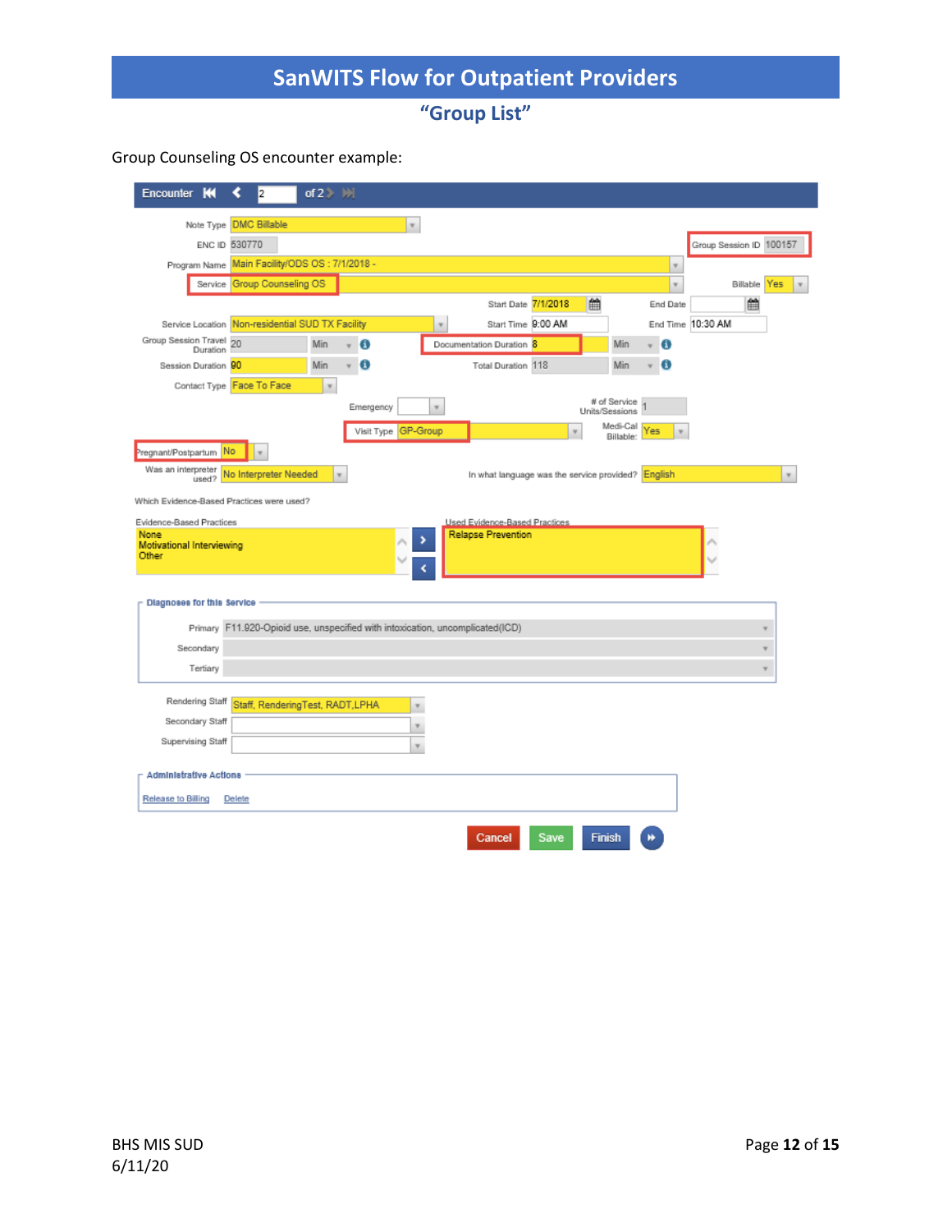# SanWITS Flow for Outpatient Providers

## "Group List"

Group Counseling OS encounter example:

Encounter | 2 of 2

| Field | Value |
|---|---|
| Note Type | DMC Billable |
| ENC ID | 530770 |
| Group Session ID | 100157 |
| Program Name | Main Facility/ODS OS : 7/1/2018 - |
| Service | Group Counseling OS |
| Billable | Yes |
| Start Date | 7/1/2018 |
| End Date | |
| Service Location | Non-residential SUD TX Facility |
| Start Time | 9:00 AM |
| End Time | 10:30 AM |
| Group Session Travel Duration | 20 Min |
| Documentation Duration | 8 Min |
| Session Duration | 90 Min |
| Total Duration | 118 Min |
| Contact Type | Face To Face |
| Emergency | |
| # of Service Units/Sessions | 1 |
| Visit Type | GP-Group |
| Medi-Cal Billable: | Yes |
| Pregnant/Postpartum | No |
| Was an interpreter used? | No Interpreter Needed |
| In what language was the service provided? | English |

Which Evidence-Based Practices were used?

| Evidence-Based Practices | Used Evidence-Based Practices |
|---|---|
| None | Relapse Prevention |
| Motivational Interviewing | |
| Other | |

**Diagnoses for this Service**

- Primary: F11.920-Opioid use, unspecified with intoxication, uncomplicated(ICD)
- Secondary:
- Tertiary:

| Field | Value |
|---|---|
| Rendering Staff | Staff, RenderingTest, RADT,LPHA |
| Secondary Staff | |
| Supervising Staff | |

**Administrative Actions**

Release to Billing | Delete

Cancel | Save | Finish

BHS MIS SUD
6/11/20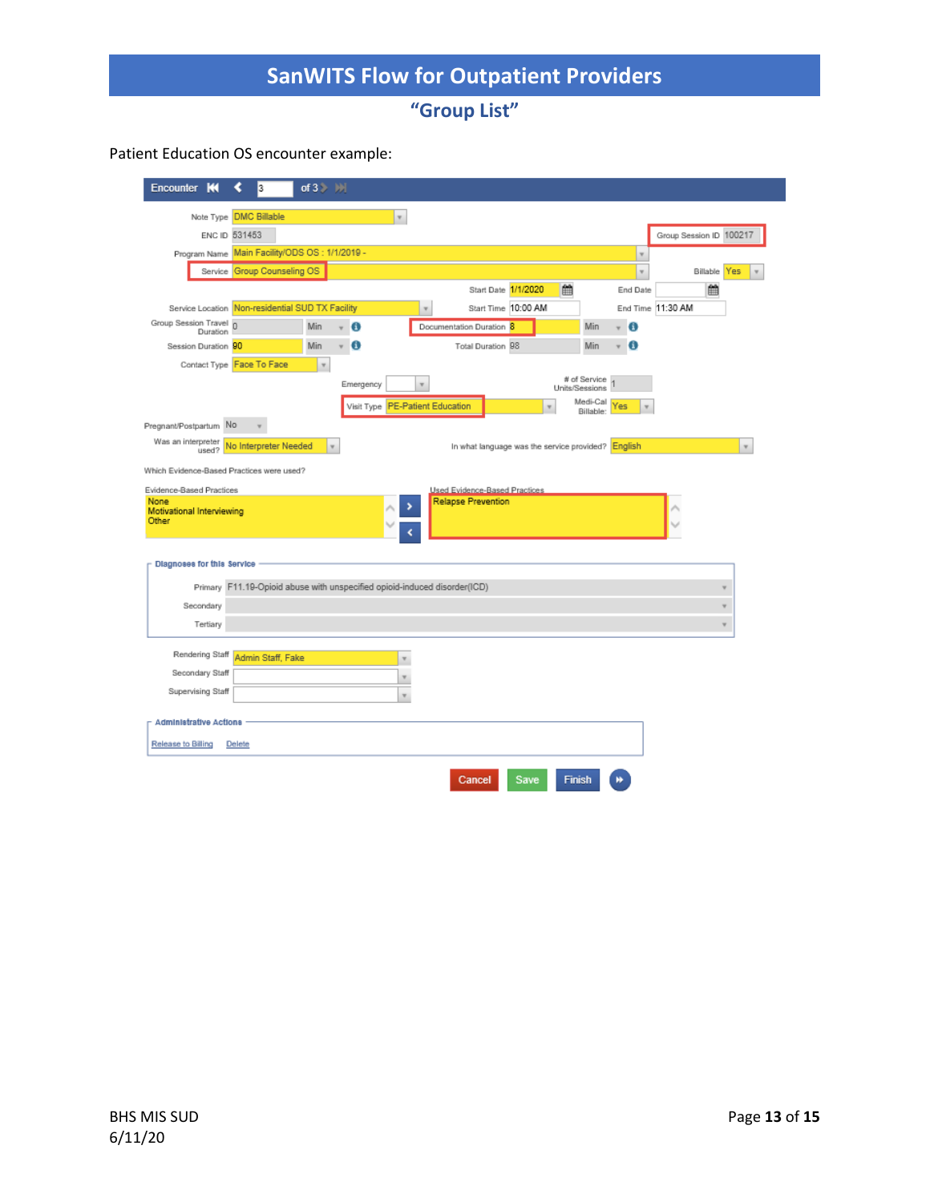# SanWITS Flow for Outpatient Providers

## "Group List"

Patient Education OS encounter example:

Encounter | 3 of 3

Note Type: DMC Billable

ENC ID: 531453

Group Session ID: 100217

Program Name: Main Facility/ODS OS : 1/1/2019 -

Service: Group Counseling OS

Billable: Yes

Start Date: 1/1/2020

End Date:

Service Location: Non-residential SUD TX Facility

Start Time: 10:00 AM

End Time: 11:30 AM

Group Session Travel Duration: 0 Min

Documentation Duration: 8 Min

Session Duration: 90 Min

Total Duration: 98 Min

Contact Type: Face To Face

Emergency:

\# of Service Units/Sessions: 1

Visit Type: PE-Patient Education

Medi-Cal Billable: Yes

Pregnant/Postpartum: No

Was an interpreter used?: No Interpreter Needed

In what language was the service provided?: English

Which Evidence-Based Practices were used?

Evidence-Based Practices: None, Motivational Interviewing, Other

Used Evidence-Based Practices: Relapse Prevention

**Diagnoses for this Service**

Primary: F11.19-Opioid abuse with unspecified opioid-induced disorder(ICD)

Secondary:

Tertiary:

Rendering Staff: Admin Staff, Fake

Secondary Staff:

Supervising Staff:

**Administrative Actions**

Release to Billing | Delete

Cancel | Save | Finish

BHS MIS SUD
6/11/20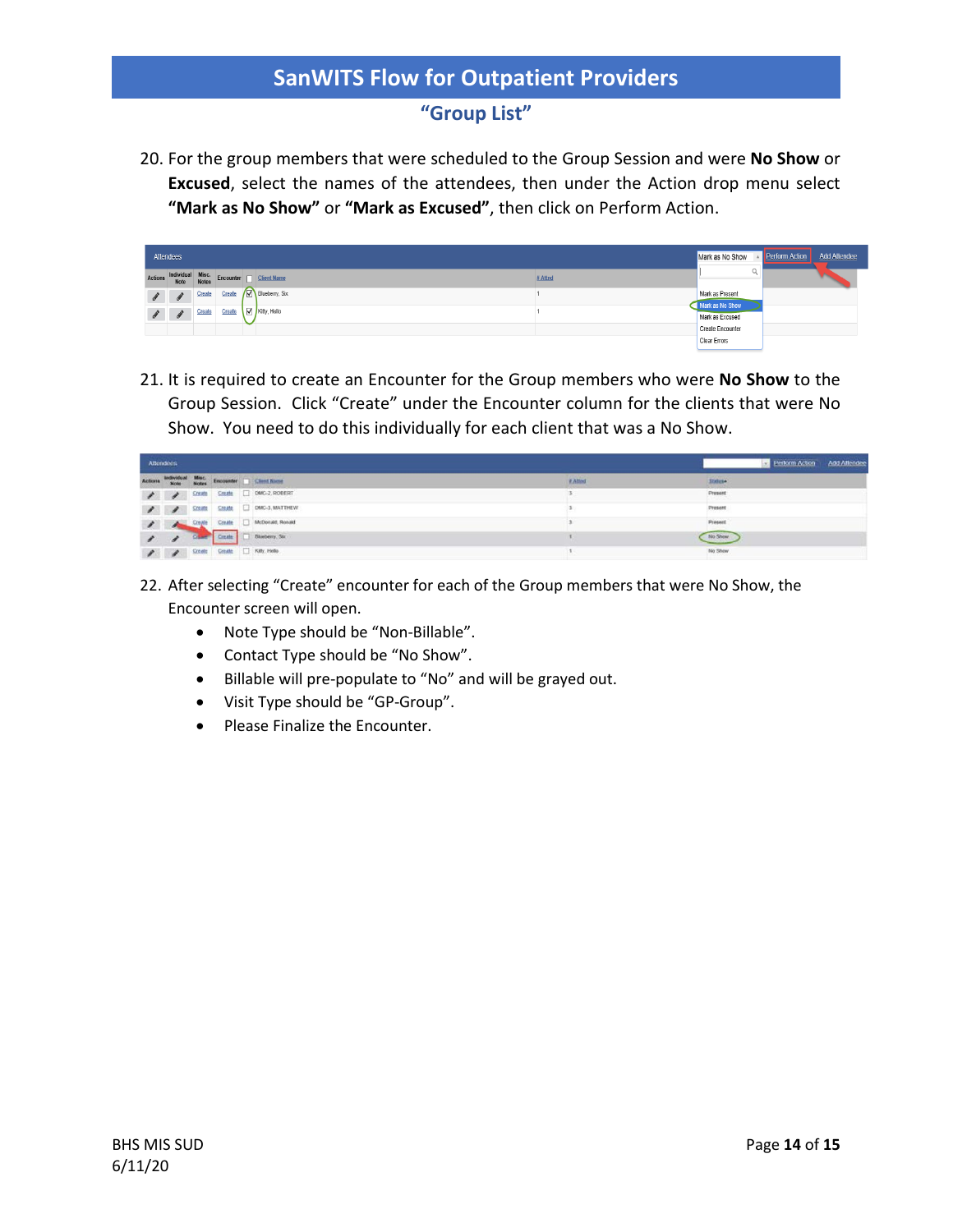## "Group List"

20. For the group members that were scheduled to the Group Session and were **No Show** or **Excused**, select the names of the attendees, then under the Action drop menu select **"Mark as No Show"** or **"Mark as Excused"**, then click on Perform Action.

21. It is required to create an Encounter for the Group members who were **No Show** to the Group Session. Click "Create" under the Encounter column for the clients that were No Show. You need to do this individually for each client that was a No Show.

22. After selecting "Create" encounter for each of the Group members that were No Show, the Encounter screen will open.
    - Note Type should be "Non-Billable".
    - Contact Type should be "No Show".
    - Billable will pre-populate to "No" and will be grayed out.
    - Visit Type should be "GP-Group".
    - Please Finalize the Encounter.

BHS MIS SUD
6/11/20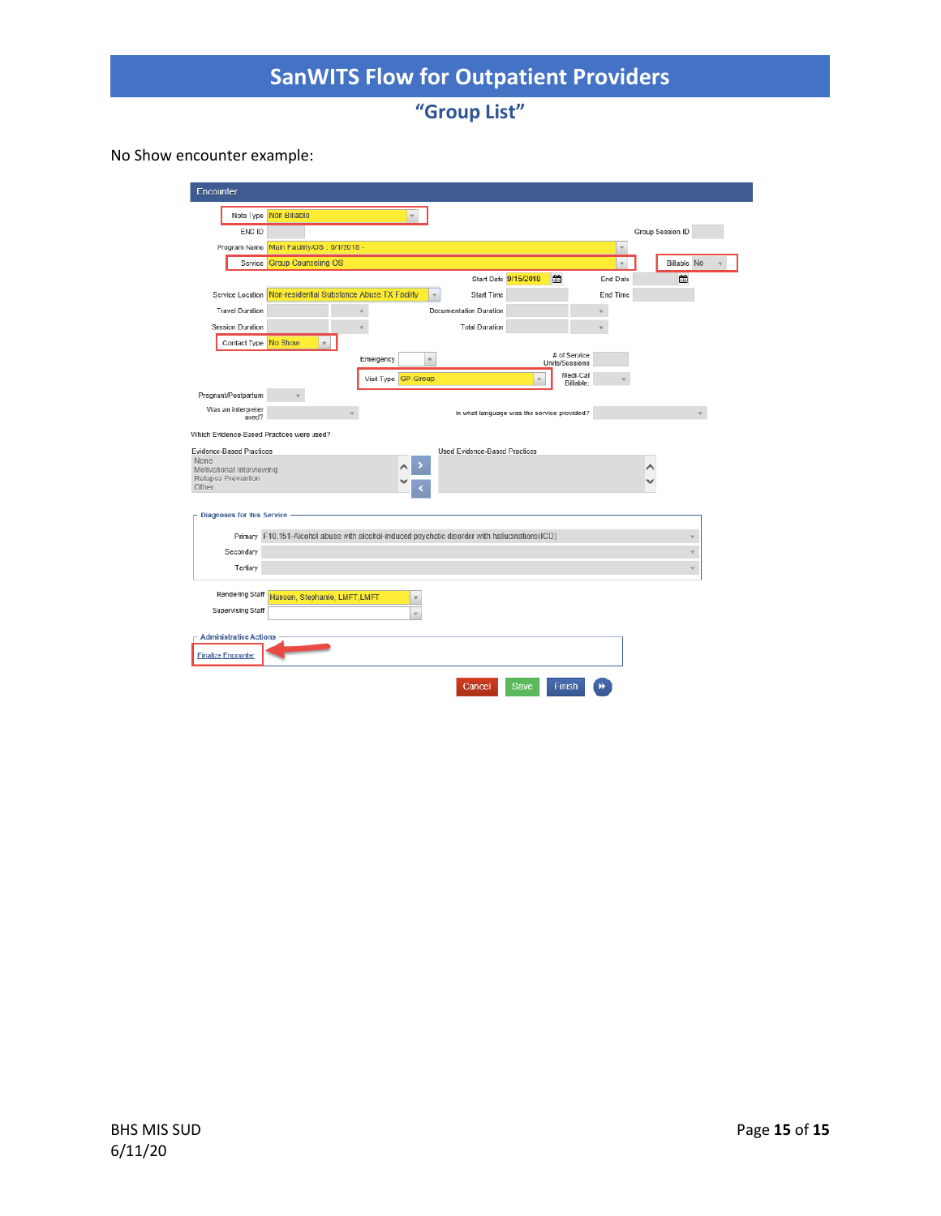No Show encounter example:

Encounter

Note Type: Non Billable

ENC ID

Group Session ID

Program Name: Main Facility/OS : 8/1/2018 -

Service: Group Counseling OS

Billable: No

Start Date: 9/15/2018

End Date

Service Location: Non-residential Substance Abuse TX Facility

Start Time

End Time

Travel Duration

Documentation Duration

Session Duration

Total Duration

Contact Type: No Show

Emergency

\# of Service Units/Sessions

Visit Type: GP Group

Medi-Cal Billable:

Pregnant/Postpartum

Was an Interpreter used?

In what language was the service provided?

Which Evidence-Based Practices were used?

Evidence-Based Practices

None
Motivational Interviewing
Relapse Prevention
Other

Used Evidence-Based Practices

Diagnoses for this Service

Primary: F10.151-Alcohol abuse with alcohol-induced psychotic disorder with hallucinations(ICD)

Secondary

Tertiary

Rendering Staff: Hansen, Stephanie, LMFT,LMFT

Supervising Staff

Administrative Actions

Finalize Encounter

Cancel | Save | Finish